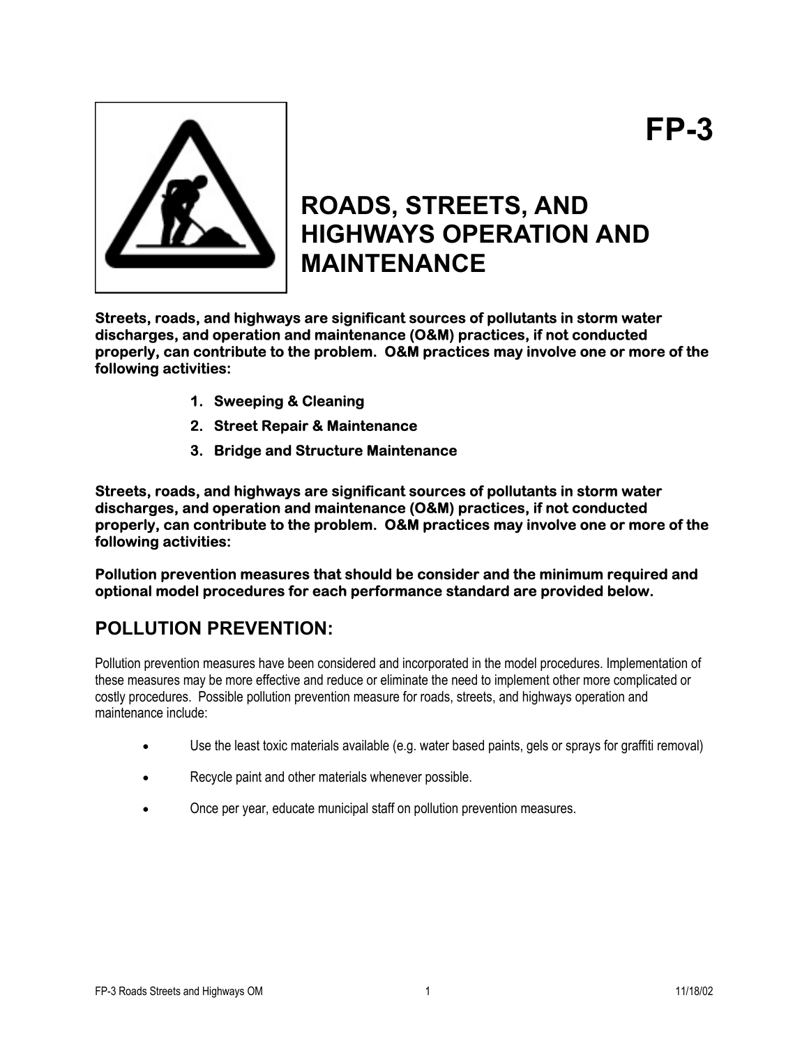# FP-3

# ROADS, STREETS, AND HIGHWAYS OPERATION AND MAINTENANCE

**Streets, roads, and highways are significant sources of pollutants in storm water discharges, and operation and maintenance (O&M) practices, if not conducted properly, can contribute to the problem. O&M practices may involve one or more of the following activities:**

1. **Sweeping & Cleaning**
2. **Street Repair & Maintenance**
3. **Bridge and Structure Maintenance**

**Streets, roads, and highways are significant sources of pollutants in storm water discharges, and operation and maintenance (O&M) practices, if not conducted properly, can contribute to the problem. O&M practices may involve one or more of the following activities:**

**Pollution prevention measures that should be consider and the minimum required and optional model procedures for each performance standard are provided below.**

## POLLUTION PREVENTION:

Pollution prevention measures have been considered and incorporated in the model procedures. Implementation of these measures may be more effective and reduce or eliminate the need to implement other more complicated or costly procedures. Possible pollution prevention measure for roads, streets, and highways operation and maintenance include:

- Use the least toxic materials available (e.g. water based paints, gels or sprays for graffiti removal)
- Recycle paint and other materials whenever possible.
- Once per year, educate municipal staff on pollution prevention measures.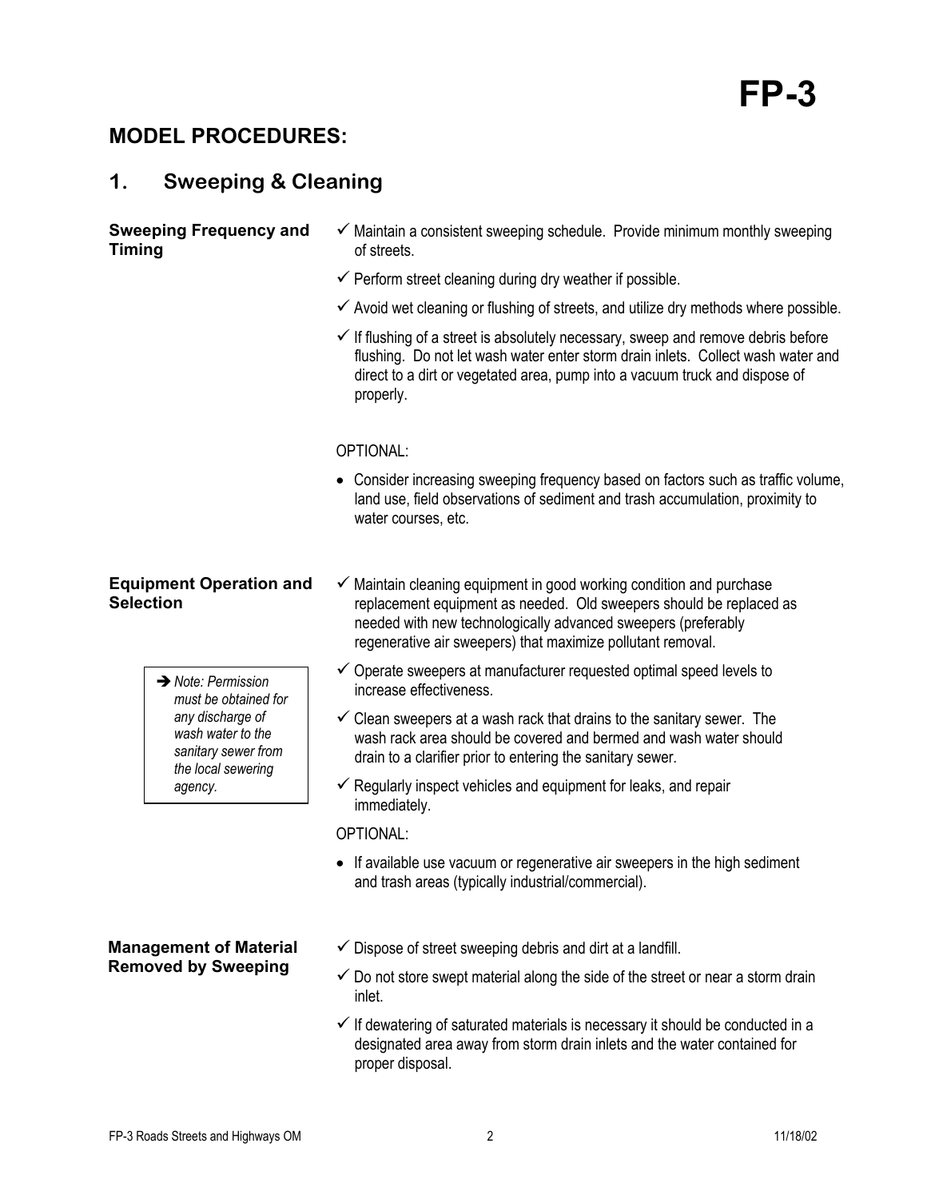# FP-3

## MODEL PROCEDURES:

## 1. Sweeping & Cleaning

### Sweeping Frequency and Timing

- ✓ Maintain a consistent sweeping schedule. Provide minimum monthly sweeping of streets.
- ✓ Perform street cleaning during dry weather if possible.
- ✓ Avoid wet cleaning or flushing of streets, and utilize dry methods where possible.
- ✓ If flushing of a street is absolutely necessary, sweep and remove debris before flushing. Do not let wash water enter storm drain inlets. Collect wash water and direct to a dirt or vegetated area, pump into a vacuum truck and dispose of properly.

OPTIONAL:

- Consider increasing sweeping frequency based on factors such as traffic volume, land use, field observations of sediment and trash accumulation, proximity to water courses, etc.

### Equipment Operation and Selection

> ➔ *Note: Permission must be obtained for any discharge of wash water to the sanitary sewer from the local sewering agency.*

- ✓ Maintain cleaning equipment in good working condition and purchase replacement equipment as needed. Old sweepers should be replaced as needed with new technologically advanced sweepers (preferably regenerative air sweepers) that maximize pollutant removal.
- ✓ Operate sweepers at manufacturer requested optimal speed levels to increase effectiveness.
- ✓ Clean sweepers at a wash rack that drains to the sanitary sewer. The wash rack area should be covered and bermed and wash water should drain to a clarifier prior to entering the sanitary sewer.
- ✓ Regularly inspect vehicles and equipment for leaks, and repair immediately.

OPTIONAL:

- If available use vacuum or regenerative air sweepers in the high sediment and trash areas (typically industrial/commercial).

### Management of Material Removed by Sweeping

- ✓ Dispose of street sweeping debris and dirt at a landfill.
- ✓ Do not store swept material along the side of the street or near a storm drain inlet.
- ✓ If dewatering of saturated materials is necessary it should be conducted in a designated area away from storm drain inlets and the water contained for proper disposal.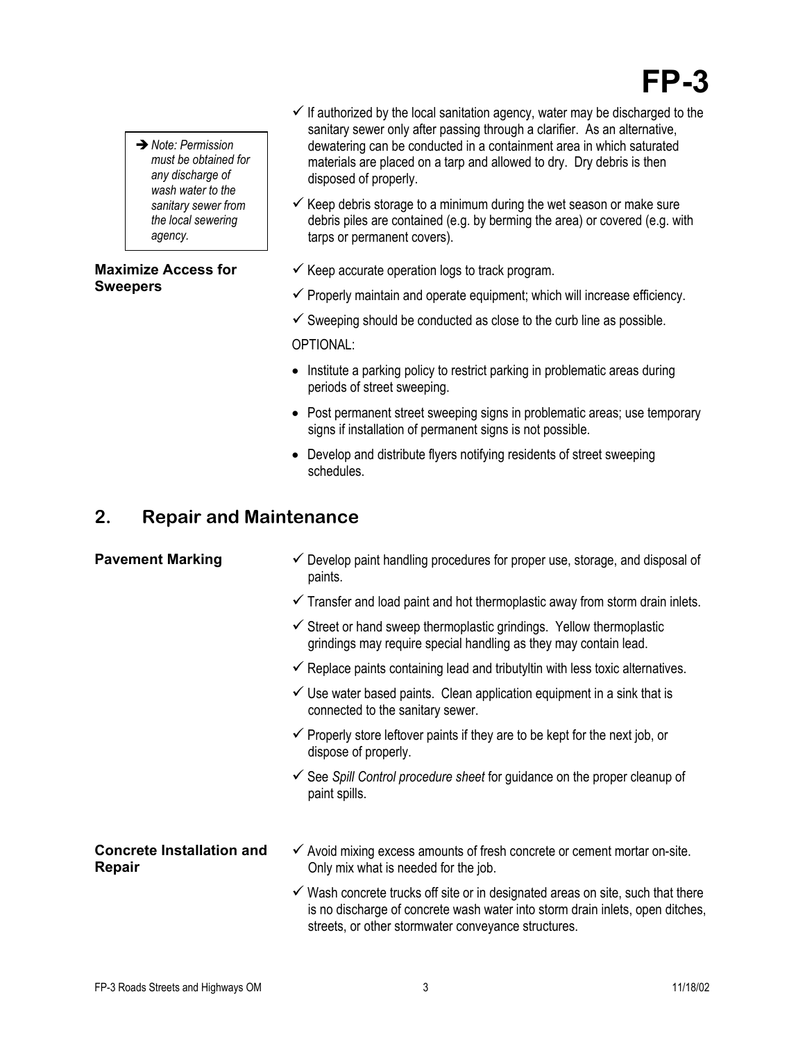# FP-3

> ➔ *Note: Permission must be obtained for any discharge of wash water to the sanitary sewer from the local sewering agency.*

- ✓ If authorized by the local sanitation agency, water may be discharged to the sanitary sewer only after passing through a clarifier. As an alternative, dewatering can be conducted in a containment area in which saturated materials are placed on a tarp and allowed to dry. Dry debris is then disposed of properly.
- ✓ Keep debris storage to a minimum during the wet season or make sure debris piles are contained (e.g. by berming the area) or covered (e.g. with tarps or permanent covers).

**Maximize Access for Sweepers**

- ✓ Keep accurate operation logs to track program.
- ✓ Properly maintain and operate equipment; which will increase efficiency.
- ✓ Sweeping should be conducted as close to the curb line as possible.

OPTIONAL:

- Institute a parking policy to restrict parking in problematic areas during periods of street sweeping.
- Post permanent street sweeping signs in problematic areas; use temporary signs if installation of permanent signs is not possible.
- Develop and distribute flyers notifying residents of street sweeping schedules.

## 2. Repair and Maintenance

**Pavement Marking**

- ✓ Develop paint handling procedures for proper use, storage, and disposal of paints.
- ✓ Transfer and load paint and hot thermoplastic away from storm drain inlets.
- ✓ Street or hand sweep thermoplastic grindings. Yellow thermoplastic grindings may require special handling as they may contain lead.
- ✓ Replace paints containing lead and tributyltin with less toxic alternatives.
- ✓ Use water based paints. Clean application equipment in a sink that is connected to the sanitary sewer.
- ✓ Properly store leftover paints if they are to be kept for the next job, or dispose of properly.
- ✓ See *Spill Control procedure sheet* for guidance on the proper cleanup of paint spills.

**Concrete Installation and Repair**

- ✓ Avoid mixing excess amounts of fresh concrete or cement mortar on-site. Only mix what is needed for the job.
- ✓ Wash concrete trucks off site or in designated areas on site, such that there is no discharge of concrete wash water into storm drain inlets, open ditches, streets, or other stormwater conveyance structures.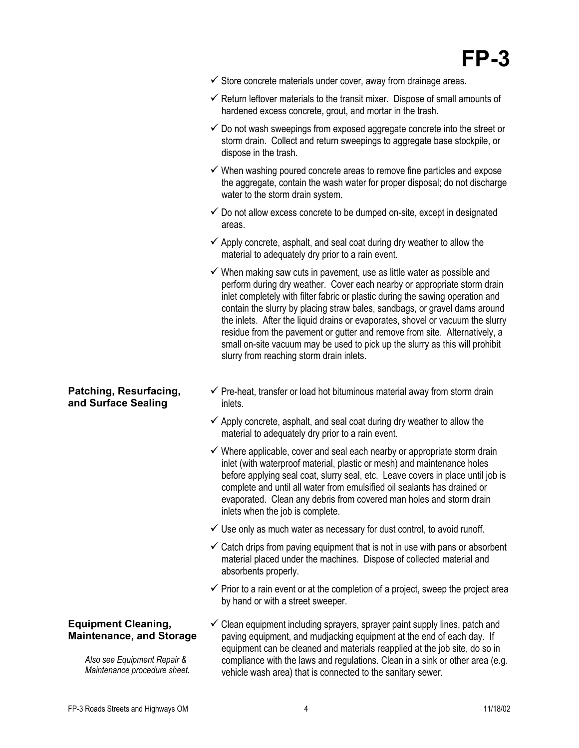- ✓ Store concrete materials under cover, away from drainage areas.
- ✓ Return leftover materials to the transit mixer. Dispose of small amounts of hardened excess concrete, grout, and mortar in the trash.
- ✓ Do not wash sweepings from exposed aggregate concrete into the street or storm drain. Collect and return sweepings to aggregate base stockpile, or dispose in the trash.
- ✓ When washing poured concrete areas to remove fine particles and expose the aggregate, contain the wash water for proper disposal; do not discharge water to the storm drain system.
- ✓ Do not allow excess concrete to be dumped on-site, except in designated areas.
- ✓ Apply concrete, asphalt, and seal coat during dry weather to allow the material to adequately dry prior to a rain event.
- ✓ When making saw cuts in pavement, use as little water as possible and perform during dry weather. Cover each nearby or appropriate storm drain inlet completely with filter fabric or plastic during the sawing operation and contain the slurry by placing straw bales, sandbags, or gravel dams around the inlets. After the liquid drains or evaporates, shovel or vacuum the slurry residue from the pavement or gutter and remove from site. Alternatively, a small on-site vacuum may be used to pick up the slurry as this will prohibit slurry from reaching storm drain inlets.

### Patching, Resurfacing, and Surface Sealing

- ✓ Pre-heat, transfer or load hot bituminous material away from storm drain inlets.
- ✓ Apply concrete, asphalt, and seal coat during dry weather to allow the material to adequately dry prior to a rain event.
- ✓ Where applicable, cover and seal each nearby or appropriate storm drain inlet (with waterproof material, plastic or mesh) and maintenance holes before applying seal coat, slurry seal, etc. Leave covers in place until job is complete and until all water from emulsified oil sealants has drained or evaporated. Clean any debris from covered man holes and storm drain inlets when the job is complete.
- ✓ Use only as much water as necessary for dust control, to avoid runoff.
- ✓ Catch drips from paving equipment that is not in use with pans or absorbent material placed under the machines. Dispose of collected material and absorbents properly.
- ✓ Prior to a rain event or at the completion of a project, sweep the project area by hand or with a street sweeper.

### Equipment Cleaning, Maintenance, and Storage

*Also see Equipment Repair & Maintenance procedure sheet.*

- ✓ Clean equipment including sprayers, sprayer paint supply lines, patch and paving equipment, and mudjacking equipment at the end of each day. If equipment can be cleaned and materials reapplied at the job site, do so in compliance with the laws and regulations. Clean in a sink or other area (e.g. vehicle wash area) that is connected to the sanitary sewer.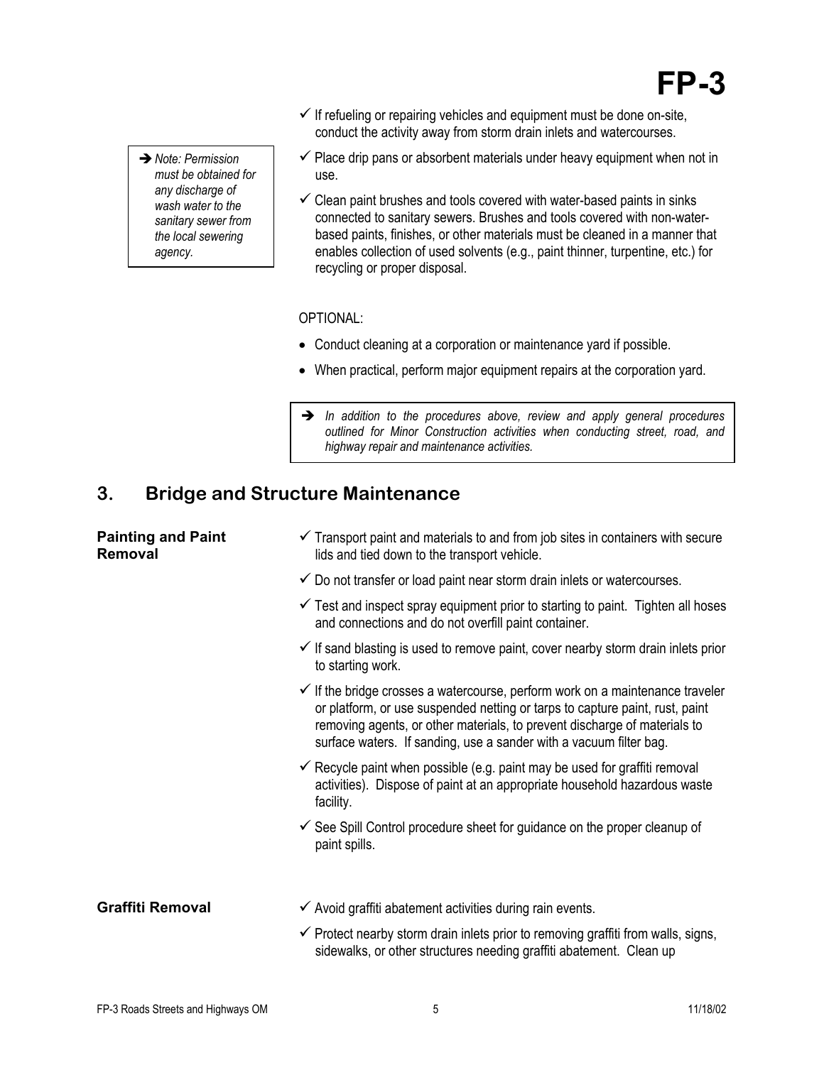- ✓ If refueling or repairing vehicles and equipment must be done on-site, conduct the activity away from storm drain inlets and watercourses.
- ✓ Place drip pans or absorbent materials under heavy equipment when not in use.
- ✓ Clean paint brushes and tools covered with water-based paints in sinks connected to sanitary sewers. Brushes and tools covered with non-water-based paints, finishes, or other materials must be cleaned in a manner that enables collection of used solvents (e.g., paint thinner, turpentine, etc.) for recycling or proper disposal.

> ➔ *Note: Permission must be obtained for any discharge of wash water to the sanitary sewer from the local sewering agency.*

OPTIONAL:

- Conduct cleaning at a corporation or maintenance yard if possible.
- When practical, perform major equipment repairs at the corporation yard.

> ➔ *In addition to the procedures above, review and apply general procedures outlined for Minor Construction activities when conducting street, road, and highway repair and maintenance activities.*

## 3. Bridge and Structure Maintenance

**Painting and Paint Removal**

- ✓ Transport paint and materials to and from job sites in containers with secure lids and tied down to the transport vehicle.
- ✓ Do not transfer or load paint near storm drain inlets or watercourses.
- ✓ Test and inspect spray equipment prior to starting to paint. Tighten all hoses and connections and do not overfill paint container.
- ✓ If sand blasting is used to remove paint, cover nearby storm drain inlets prior to starting work.
- ✓ If the bridge crosses a watercourse, perform work on a maintenance traveler or platform, or use suspended netting or tarps to capture paint, rust, paint removing agents, or other materials, to prevent discharge of materials to surface waters. If sanding, use a sander with a vacuum filter bag.
- ✓ Recycle paint when possible (e.g. paint may be used for graffiti removal activities). Dispose of paint at an appropriate household hazardous waste facility.
- ✓ See Spill Control procedure sheet for guidance on the proper cleanup of paint spills.

**Graffiti Removal**

- ✓ Avoid graffiti abatement activities during rain events.
- ✓ Protect nearby storm drain inlets prior to removing graffiti from walls, signs, sidewalks, or other structures needing graffiti abatement. Clean up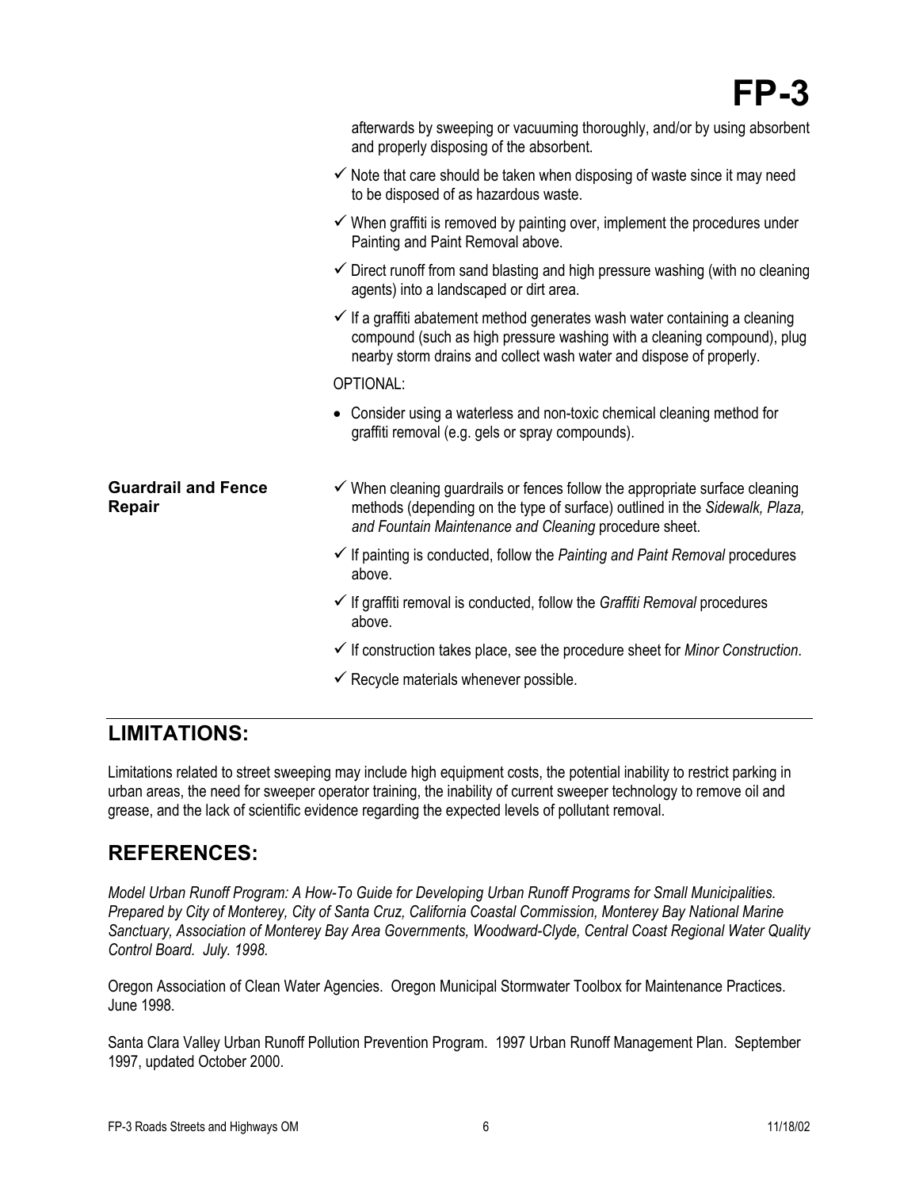afterwards by sweeping or vacuuming thoroughly, and/or by using absorbent and properly disposing of the absorbent.

- ✓ Note that care should be taken when disposing of waste since it may need to be disposed of as hazardous waste.
- ✓ When graffiti is removed by painting over, implement the procedures under Painting and Paint Removal above.
- ✓ Direct runoff from sand blasting and high pressure washing (with no cleaning agents) into a landscaped or dirt area.
- ✓ If a graffiti abatement method generates wash water containing a cleaning compound (such as high pressure washing with a cleaning compound), plug nearby storm drains and collect wash water and dispose of properly.

OPTIONAL:

- Consider using a waterless and non-toxic chemical cleaning method for graffiti removal (e.g. gels or spray compounds).

**Guardrail and Fence Repair**

- ✓ When cleaning guardrails or fences follow the appropriate surface cleaning methods (depending on the type of surface) outlined in the *Sidewalk, Plaza, and Fountain Maintenance and Cleaning* procedure sheet.
- ✓ If painting is conducted, follow the *Painting and Paint Removal* procedures above.
- ✓ If graffiti removal is conducted, follow the *Graffiti Removal* procedures above.
- ✓ If construction takes place, see the procedure sheet for *Minor Construction*.
- ✓ Recycle materials whenever possible.

## LIMITATIONS:

Limitations related to street sweeping may include high equipment costs, the potential inability to restrict parking in urban areas, the need for sweeper operator training, the inability of current sweeper technology to remove oil and grease, and the lack of scientific evidence regarding the expected levels of pollutant removal.

## REFERENCES:

*Model Urban Runoff Program: A How-To Guide for Developing Urban Runoff Programs for Small Municipalities. Prepared by City of Monterey, City of Santa Cruz, California Coastal Commission, Monterey Bay National Marine Sanctuary, Association of Monterey Bay Area Governments, Woodward-Clyde, Central Coast Regional Water Quality Control Board. July. 1998.*

Oregon Association of Clean Water Agencies. Oregon Municipal Stormwater Toolbox for Maintenance Practices. June 1998.

Santa Clara Valley Urban Runoff Pollution Prevention Program. 1997 Urban Runoff Management Plan. September 1997, updated October 2000.